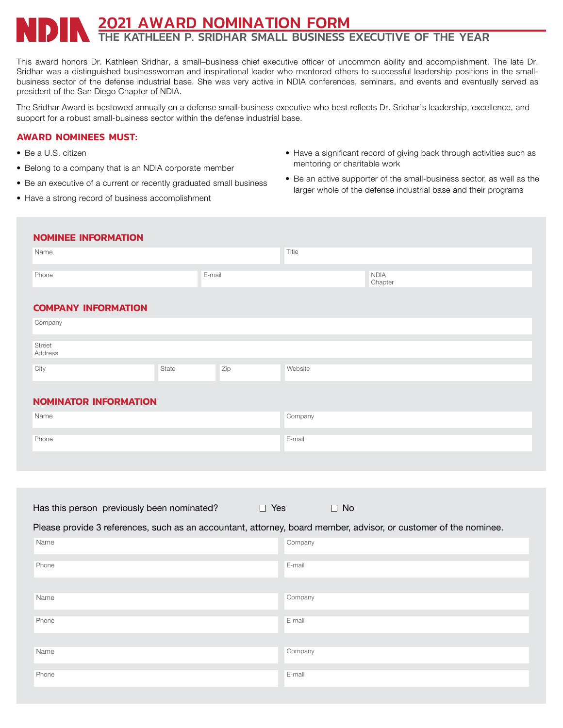# NDIA 2021 AWARD NOMINATION FORM

## THE KATHLEEN P. SRIDHAR SMALL BUSINESS EXECUTIVE OF THE YEAR

This award honors Dr. Kathleen Sridhar, a small–business chief executive officer of uncommon ability and accomplishment. The late Dr. Sridhar was a distinguished businesswoman and inspirational leader who mentored others to successful leadership positions in the small-business sector of the defense industrial base. She was very active in NDIA conferences, seminars, and events and eventually served as president of the San Diego Chapter of NDIA.

The Sridhar Award is bestowed annually on a defense small-business executive who best reflects Dr. Sridhar's leadership, excellence, and support for a robust small-business sector within the defense industrial base.

### AWARD NOMINEES MUST:

- Be a U.S. citizen
- Belong to a company that is an NDIA corporate member
- Be an executive of a current or recently graduated small business
- Have a strong record of business accomplishment
- Have a significant record of giving back through activities such as mentoring or charitable work
- Be an active supporter of the small-business sector, as well as the larger whole of the defense industrial base and their programs

### NOMINEE INFORMATION

| Name | | Title |
|---|---|---|
| Phone | E-mail | NDIA Chapter |

### COMPANY INFORMATION

| Company | | | |
|---|---|---|---|
| Street Address | | | |
| City | State | Zip | Website |

### NOMINATOR INFORMATION

| Name | Company |
|---|---|
| Phone | E-mail |

Has this person previously been nominated? ☐ Yes ☐ No

Please provide 3 references, such as an accountant, attorney, board member, advisor, or customer of the nominee.

| Name | Company |
|---|---|
| Phone | E-mail |

| Name | Company |
|---|---|
| Phone | E-mail |

| Name | Company |
|---|---|
| Phone | E-mail |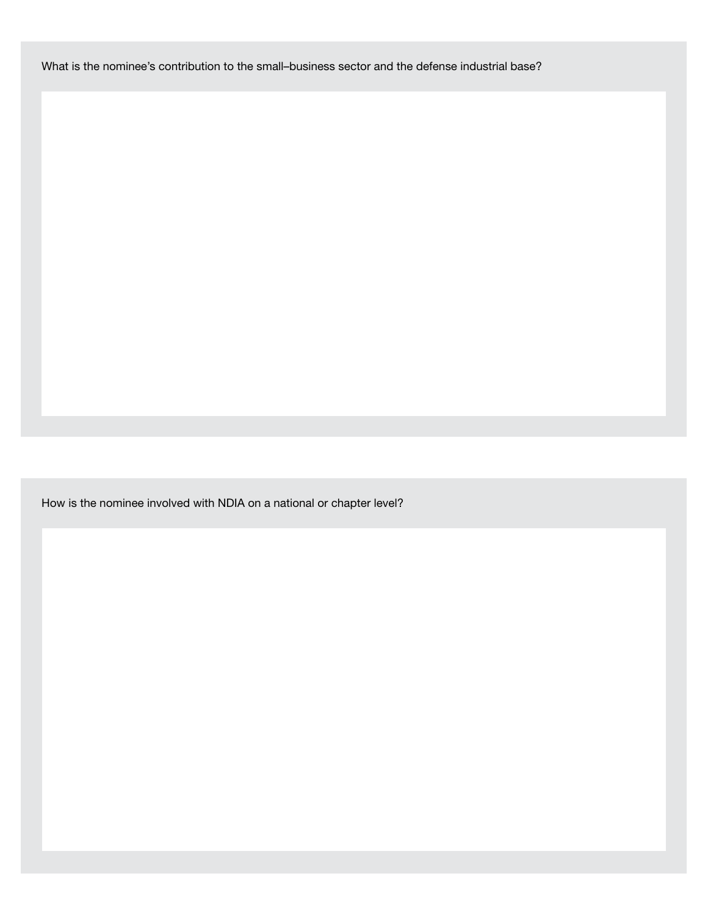What is the nominee’s contribution to the small–business sector and the defense industrial base?

How is the nominee involved with NDIA on a national or chapter level?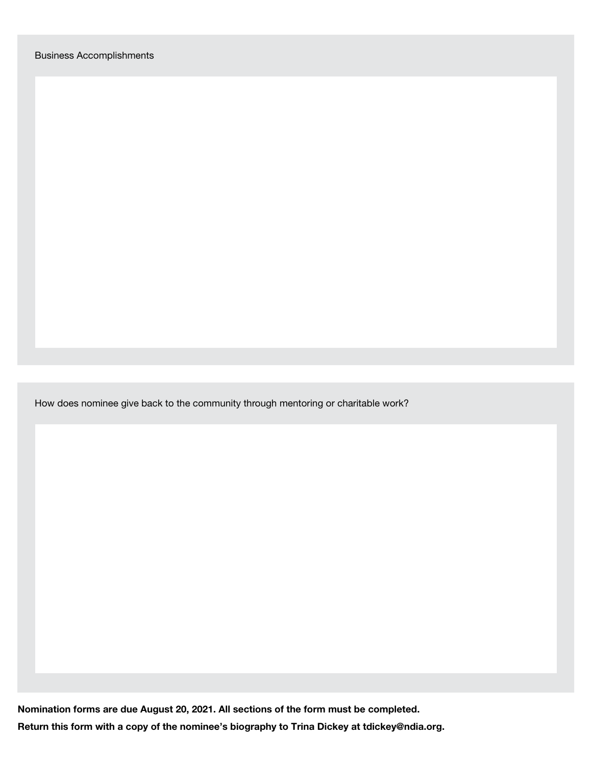Business Accomplishments

How does nominee give back to the community through mentoring or charitable work?

**Nomination forms are due August 20, 2021. All sections of the form must be completed.**

**Return this form with a copy of the nominee's biography to Trina Dickey at tdickey@ndia.org.**